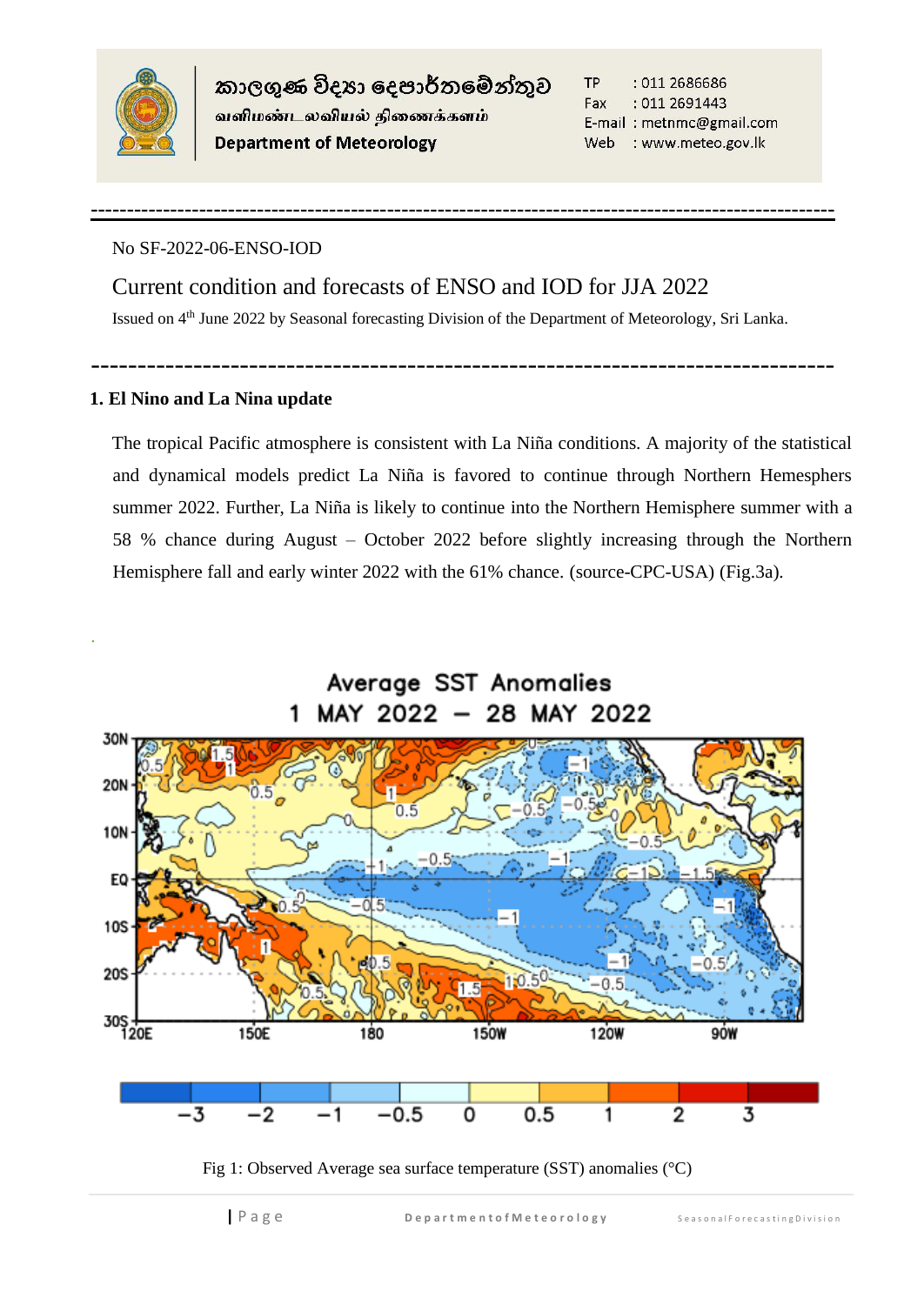කාලගුණ විද්‍යා දෙපාර්තමේන්තුව

வளிமண்டலவியல் திணைக்களம்

**Department of Meteorology**

TP : 011 2686686
Fax : 011 2691443
E-mail : metnmc@gmail.com
Web : www.meteo.gov.lk

No SF-2022-06-ENSO-IOD

## Current condition and forecasts of ENSO and IOD for JJA 2022

Issued on 4th June 2022 by Seasonal forecasting Division of the Department of Meteorology, Sri Lanka.

### 1. El Nino and La Nina update

The tropical Pacific atmosphere is consistent with La Niña conditions. A majority of the statistical and dynamical models predict La Niña is favored to continue through Northern Hemesphers summer 2022. Further, La Niña is likely to continue into the Northern Hemisphere summer with a 58 % chance during August – October 2022 before slightly increasing through the Northern Hemisphere fall and early winter 2022 with the 61% chance. (source-CPC-USA) (Fig.3a).

Fig 1: Observed Average sea surface temperature (SST) anomalies (°C)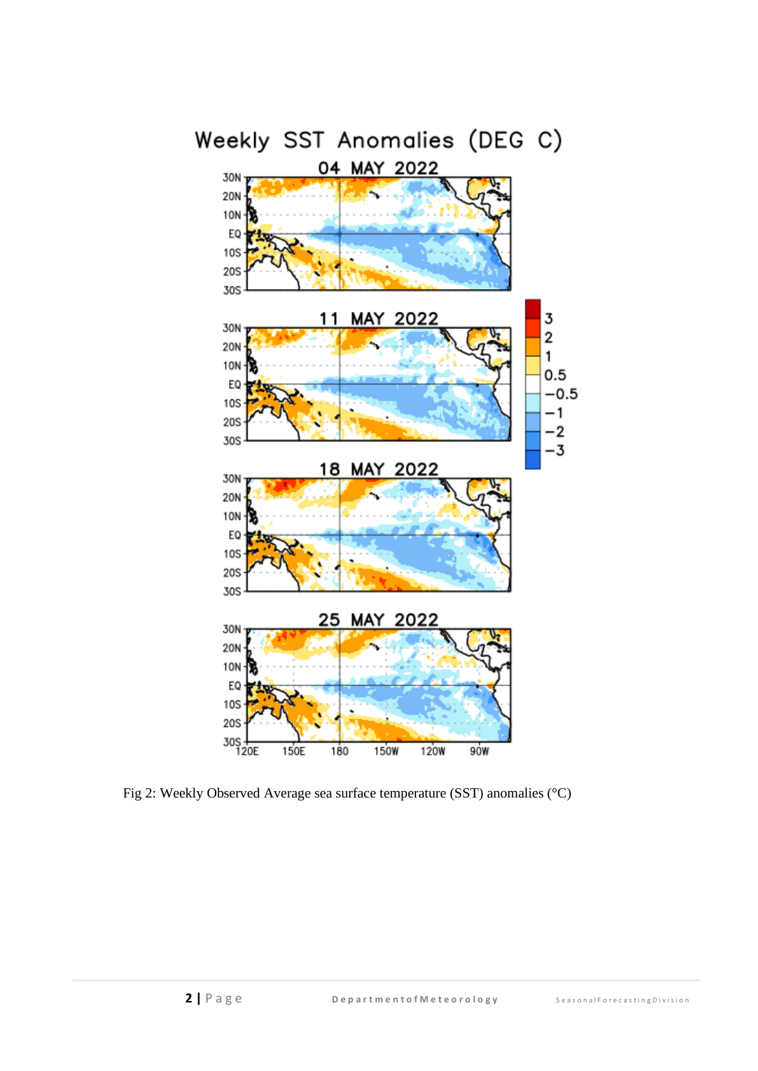Fig 2: Weekly Observed Average sea surface temperature (SST) anomalies (°C)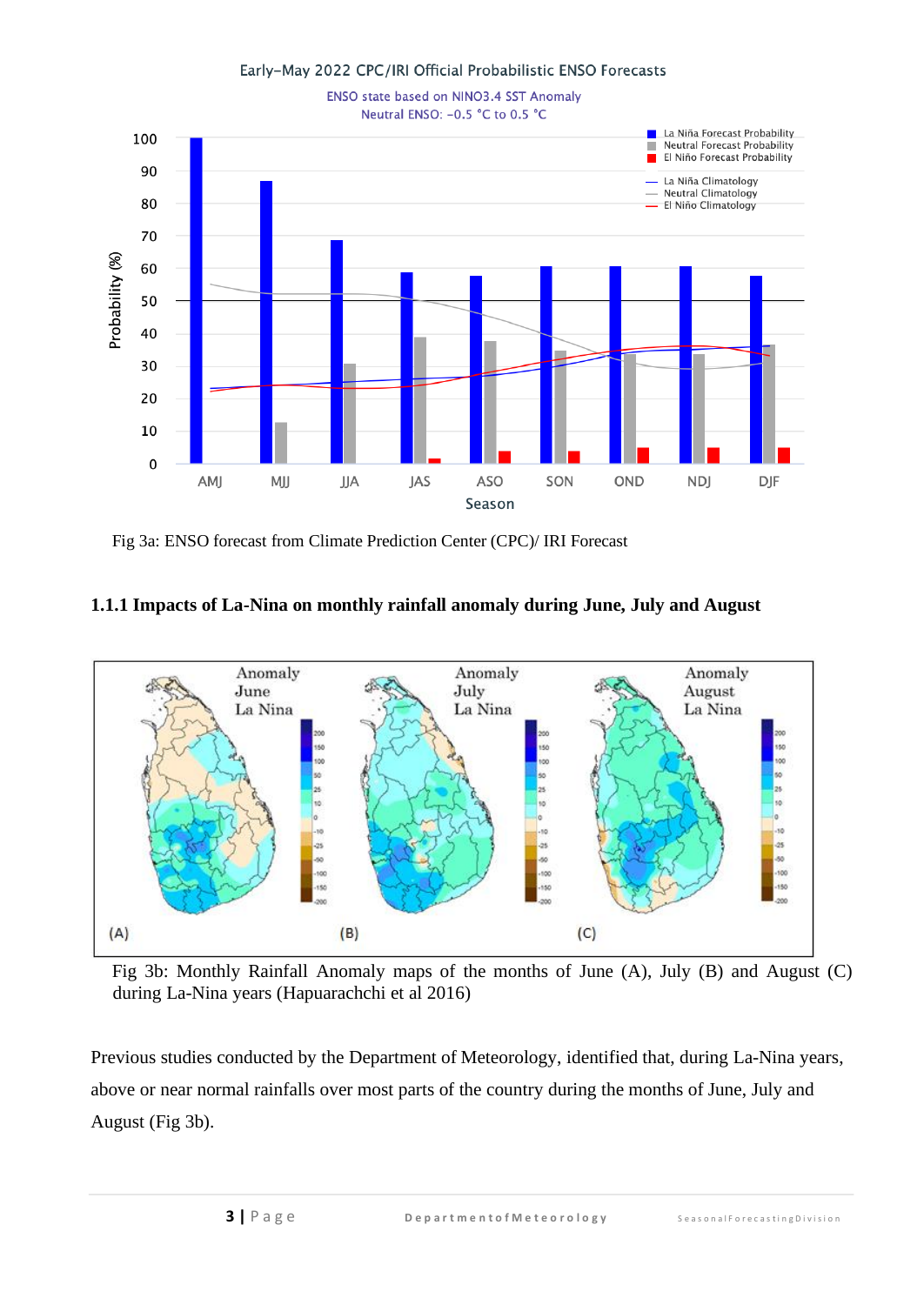Fig 3a: ENSO forecast from Climate Prediction Center (CPC)/ IRI Forecast

### 1.1.1 Impacts of La-Nina on monthly rainfall anomaly during June, July and August

Fig 3b: Monthly Rainfall Anomaly maps of the months of June (A), July (B) and August (C) during La-Nina years (Hapuarachchi et al 2016)

Previous studies conducted by the Department of Meteorology, identified that, during La-Nina years, above or near normal rainfalls over most parts of the country during the months of June, July and August (Fig 3b).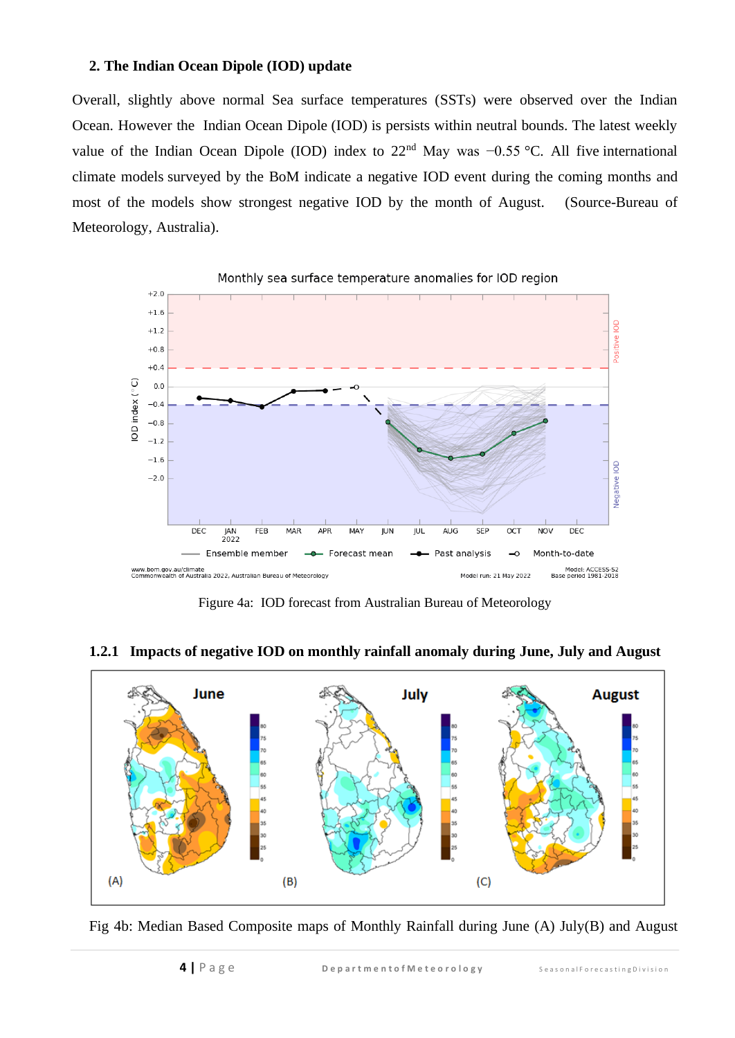## 2. The Indian Ocean Dipole (IOD) update

Overall, slightly above normal Sea surface temperatures (SSTs) were observed over the Indian Ocean. However the Indian Ocean Dipole (IOD) is persists within neutral bounds. The latest weekly value of the Indian Ocean Dipole (IOD) index to 22nd May was −0.55 °C. All five international climate models surveyed by the BoM indicate a negative IOD event during the coming months and most of the models show strongest negative IOD by the month of August. (Source-Bureau of Meteorology, Australia).

Figure 4a: IOD forecast from Australian Bureau of Meteorology

### 1.2.1 Impacts of negative IOD on monthly rainfall anomaly during June, July and August

Fig 4b: Median Based Composite maps of Monthly Rainfall during June (A) July(B) and August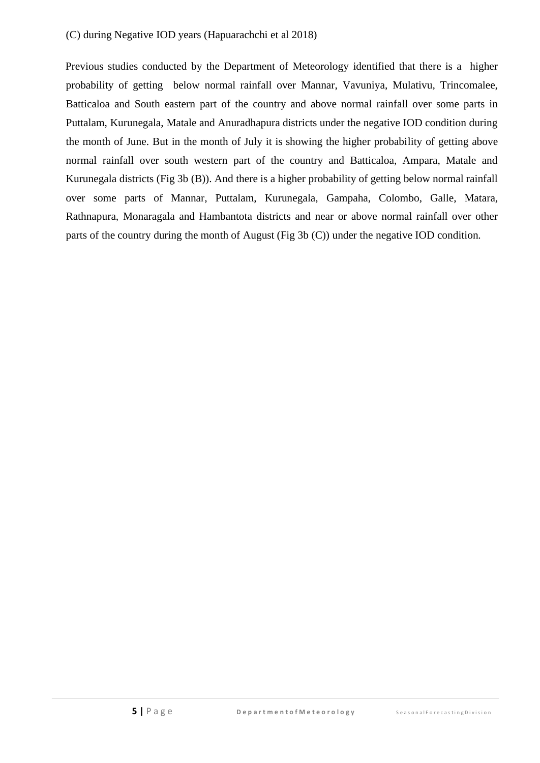(C) during Negative IOD years (Hapuarachchi et al 2018)

Previous studies conducted by the Department of Meteorology identified that there is a higher probability of getting below normal rainfall over Mannar, Vavuniya, Mulativu, Trincomalee, Batticaloa and South eastern part of the country and above normal rainfall over some parts in Puttalam, Kurunegala, Matale and Anuradhapura districts under the negative IOD condition during the month of June. But in the month of July it is showing the higher probability of getting above normal rainfall over south western part of the country and Batticaloa, Ampara, Matale and Kurunegala districts (Fig 3b (B)). And there is a higher probability of getting below normal rainfall over some parts of Mannar, Puttalam, Kurunegala, Gampaha, Colombo, Galle, Matara, Rathnapura, Monaragala and Hambantota districts and near or above normal rainfall over other parts of the country during the month of August (Fig 3b (C)) under the negative IOD condition.